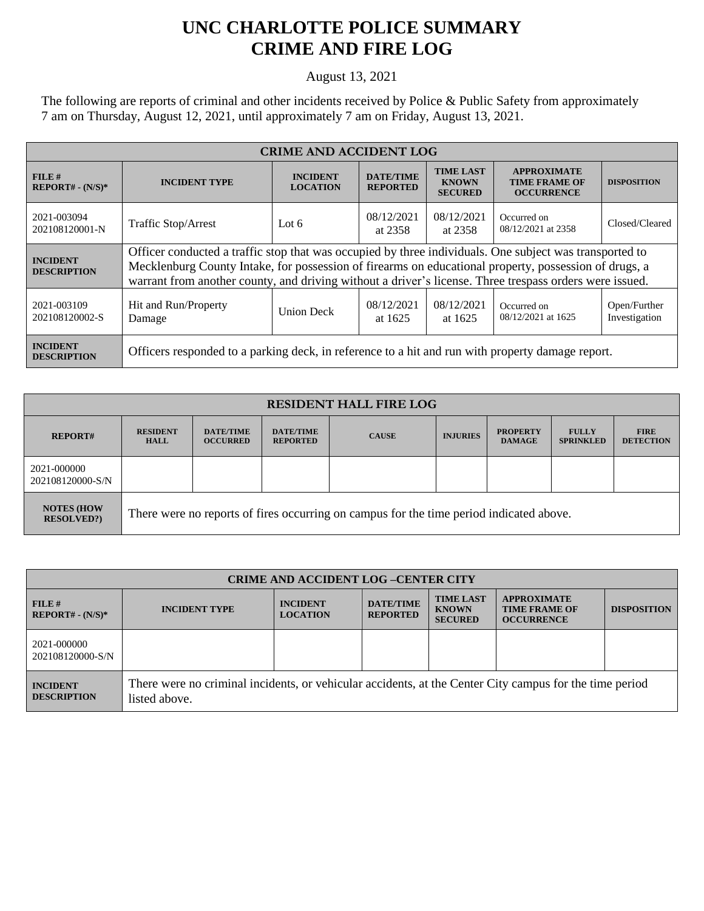# UNC CHARLOTTE POLICE SUMMARY
# CRIME AND FIRE LOG

August 13, 2021

The following are reports of criminal and other incidents received by Police & Public Safety from approximately 7 am on Thursday, August 12, 2021, until approximately 7 am on Friday, August 13, 2021.

| CRIME AND ACCIDENT LOG | | | | | | |
|---|---|---|---|---|---|---|
| **FILE # REPORT# - (N/S)*** | **INCIDENT TYPE** | **INCIDENT LOCATION** | **DATE/TIME REPORTED** | **TIME LAST KNOWN SECURED** | **APPROXIMATE TIME FRAME OF OCCURRENCE** | **DISPOSITION** |
| 2021-003094 202108120001-N | Traffic Stop/Arrest | Lot 6 | 08/12/2021 at 2358 | 08/12/2021 at 2358 | Occurred on 08/12/2021 at 2358 | Closed/Cleared |
| **INCIDENT DESCRIPTION** | Officer conducted a traffic stop that was occupied by three individuals. One subject was transported to Mecklenburg County Intake, for possession of firearms on educational property, possession of drugs, a warrant from another county, and driving without a driver's license. Three trespass orders were issued. | | | | | |
| 2021-003109 202108120002-S | Hit and Run/Property Damage | Union Deck | 08/12/2021 at 1625 | 08/12/2021 at 1625 | Occurred on 08/12/2021 at 1625 | Open/Further Investigation |
| **INCIDENT DESCRIPTION** | Officers responded to a parking deck, in reference to a hit and run with property damage report. | | | | | |

| RESIDENT HALL FIRE LOG | | | | | | | | |
|---|---|---|---|---|---|---|---|---|
| **REPORT#** | **RESIDENT HALL** | **DATE/TIME OCCURRED** | **DATE/TIME REPORTED** | **CAUSE** | **INJURIES** | **PROPERTY DAMAGE** | **FULLY SPRINKLED** | **FIRE DETECTION** |
| 2021-000000 202108120000-S/N | | | | | | | | |
| **NOTES (HOW RESOLVED?)** | There were no reports of fires occurring on campus for the time period indicated above. | | | | | | | |

| CRIME AND ACCIDENT LOG –CENTER CITY | | | | | | |
|---|---|---|---|---|---|---|
| **FILE # REPORT# - (N/S)*** | **INCIDENT TYPE** | **INCIDENT LOCATION** | **DATE/TIME REPORTED** | **TIME LAST KNOWN SECURED** | **APPROXIMATE TIME FRAME OF OCCURRENCE** | **DISPOSITION** |
| 2021-000000 202108120000-S/N | | | | | | |
| **INCIDENT DESCRIPTION** | There were no criminal incidents, or vehicular accidents, at the Center City campus for the time period listed above. | | | | | |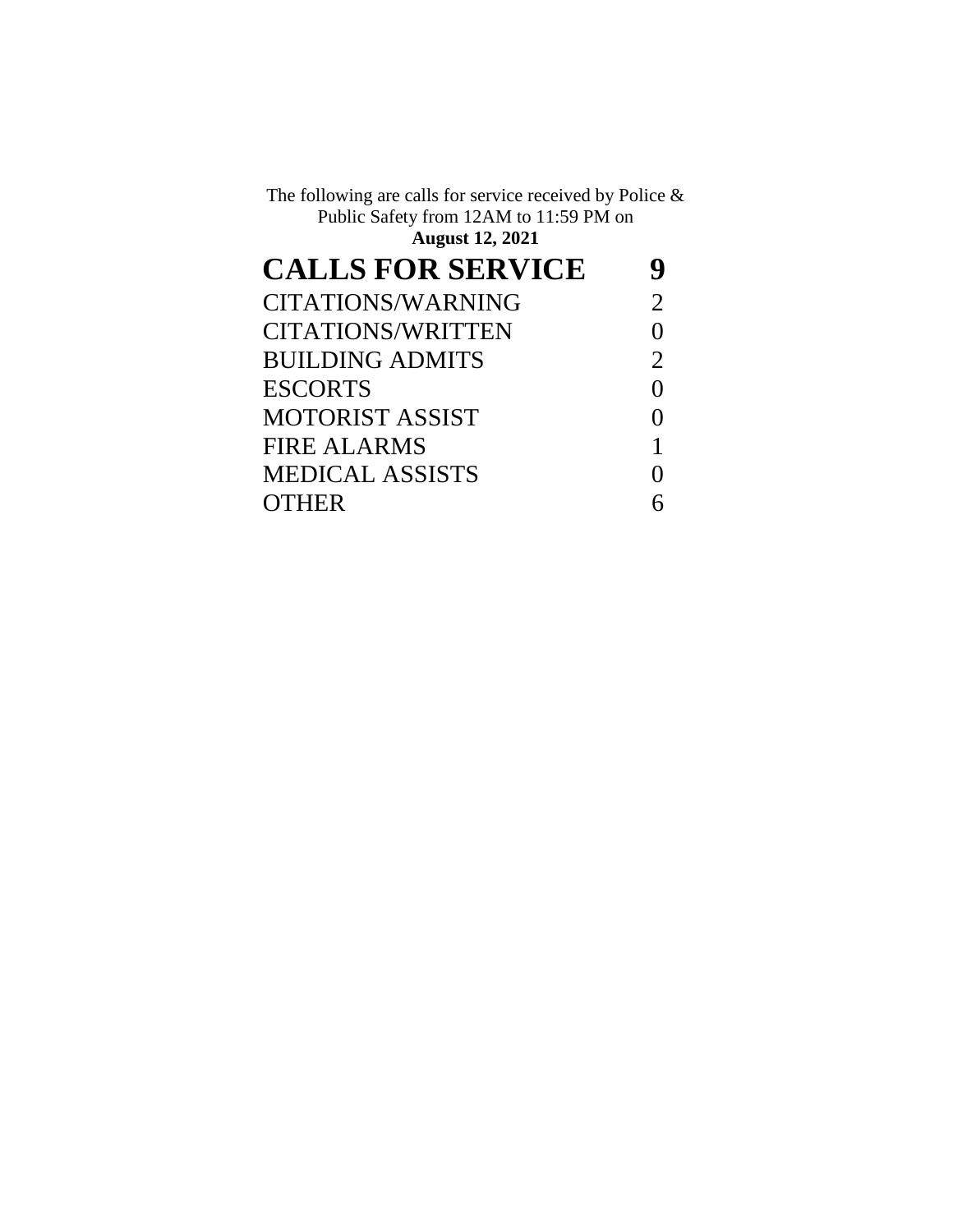The following are calls for service received by Police & Public Safety from 12AM to 11:59 PM on

**August 12, 2021**

| | |
|---|---|
| **CALLS FOR SERVICE** | **9** |
| CITATIONS/WARNING | 2 |
| CITATIONS/WRITTEN | 0 |
| BUILDING ADMITS | 2 |
| ESCORTS | 0 |
| MOTORIST ASSIST | 0 |
| FIRE ALARMS | 1 |
| MEDICAL ASSISTS | 0 |
| OTHER | 6 |